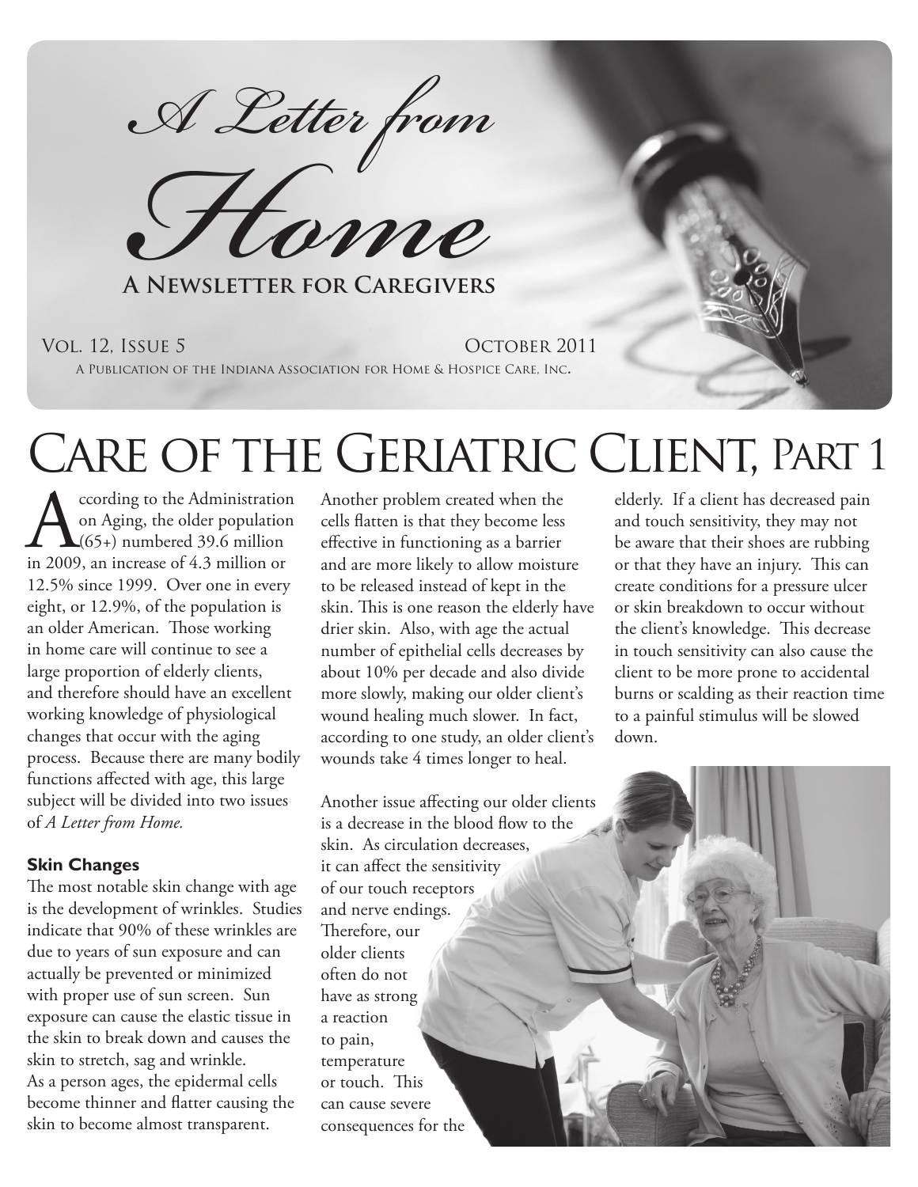# A Letter from Home

**A Newsletter for Caregivers**

Vol. 12, Issue 5 October 2011

A Publication of the Indiana Association for Home & Hospice Care, Inc.

# Care of the Geriatric Client, Part 1

According to the Administration on Aging, the older population (65+) numbered 39.6 million in 2009, an increase of 4.3 million or 12.5% since 1999. Over one in every eight, or 12.9%, of the population is an older American. Those working in home care will continue to see a large proportion of elderly clients, and therefore should have an excellent working knowledge of physiological changes that occur with the aging process. Because there are many bodily functions affected with age, this large subject will be divided into two issues of *A Letter from Home.*

### Skin Changes

The most notable skin change with age is the development of wrinkles. Studies indicate that 90% of these wrinkles are due to years of sun exposure and can actually be prevented or minimized with proper use of sun screen. Sun exposure can cause the elastic tissue in the skin to break down and causes the skin to stretch, sag and wrinkle. As a person ages, the epidermal cells become thinner and flatter causing the skin to become almost transparent. Another problem created when the cells flatten is that they become less effective in functioning as a barrier and are more likely to allow moisture to be released instead of kept in the skin. This is one reason the elderly have drier skin. Also, with age the actual number of epithelial cells decreases by about 10% per decade and also divide more slowly, making our older client's wound healing much slower. In fact, according to one study, an older client's wounds take 4 times longer to heal.

Another issue affecting our older clients is a decrease in the blood flow to the skin. As circulation decreases, it can affect the sensitivity of our touch receptors and nerve endings. Therefore, our older clients often do not have as strong a reaction to pain, temperature or touch. This can cause severe consequences for the elderly. If a client has decreased pain and touch sensitivity, they may not be aware that their shoes are rubbing or that they have an injury. This can create conditions for a pressure ulcer or skin breakdown to occur without the client's knowledge. This decrease in touch sensitivity can also cause the client to be more prone to accidental burns or scalding as their reaction time to a painful stimulus will be slowed down.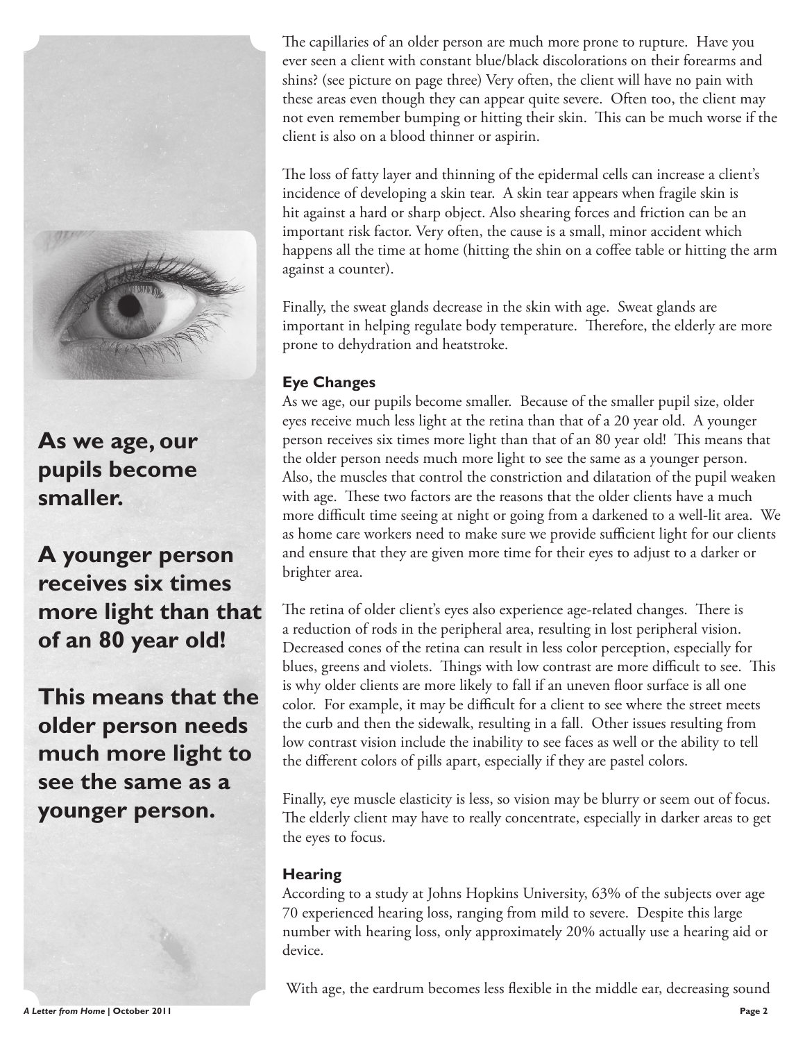**As we age, our pupils become smaller.**

**A younger person receives six times more light than that of an 80 year old!**

**This means that the older person needs much more light to see the same as a younger person.**

The capillaries of an older person are much more prone to rupture. Have you ever seen a client with constant blue/black discolorations on their forearms and shins? (see picture on page three) Very often, the client will have no pain with these areas even though they can appear quite severe. Often too, the client may not even remember bumping or hitting their skin. This can be much worse if the client is also on a blood thinner or aspirin.

The loss of fatty layer and thinning of the epidermal cells can increase a client's incidence of developing a skin tear. A skin tear appears when fragile skin is hit against a hard or sharp object. Also shearing forces and friction can be an important risk factor. Very often, the cause is a small, minor accident which happens all the time at home (hitting the shin on a coffee table or hitting the arm against a counter).

Finally, the sweat glands decrease in the skin with age. Sweat glands are important in helping regulate body temperature. Therefore, the elderly are more prone to dehydration and heatstroke.

### Eye Changes

As we age, our pupils become smaller. Because of the smaller pupil size, older eyes receive much less light at the retina than that of a 20 year old. A younger person receives six times more light than that of an 80 year old! This means that the older person needs much more light to see the same as a younger person. Also, the muscles that control the constriction and dilatation of the pupil weaken with age. These two factors are the reasons that the older clients have a much more difficult time seeing at night or going from a darkened to a well-lit area. We as home care workers need to make sure we provide sufficient light for our clients and ensure that they are given more time for their eyes to adjust to a darker or brighter area.

The retina of older client's eyes also experience age-related changes. There is a reduction of rods in the peripheral area, resulting in lost peripheral vision. Decreased cones of the retina can result in less color perception, especially for blues, greens and violets. Things with low contrast are more difficult to see. This is why older clients are more likely to fall if an uneven floor surface is all one color. For example, it may be difficult for a client to see where the street meets the curb and then the sidewalk, resulting in a fall. Other issues resulting from low contrast vision include the inability to see faces as well or the ability to tell the different colors of pills apart, especially if they are pastel colors.

Finally, eye muscle elasticity is less, so vision may be blurry or seem out of focus. The elderly client may have to really concentrate, especially in darker areas to get the eyes to focus.

### Hearing

According to a study at Johns Hopkins University, 63% of the subjects over age 70 experienced hearing loss, ranging from mild to severe. Despite this large number with hearing loss, only approximately 20% actually use a hearing aid or device.

With age, the eardrum becomes less flexible in the middle ear, decreasing sound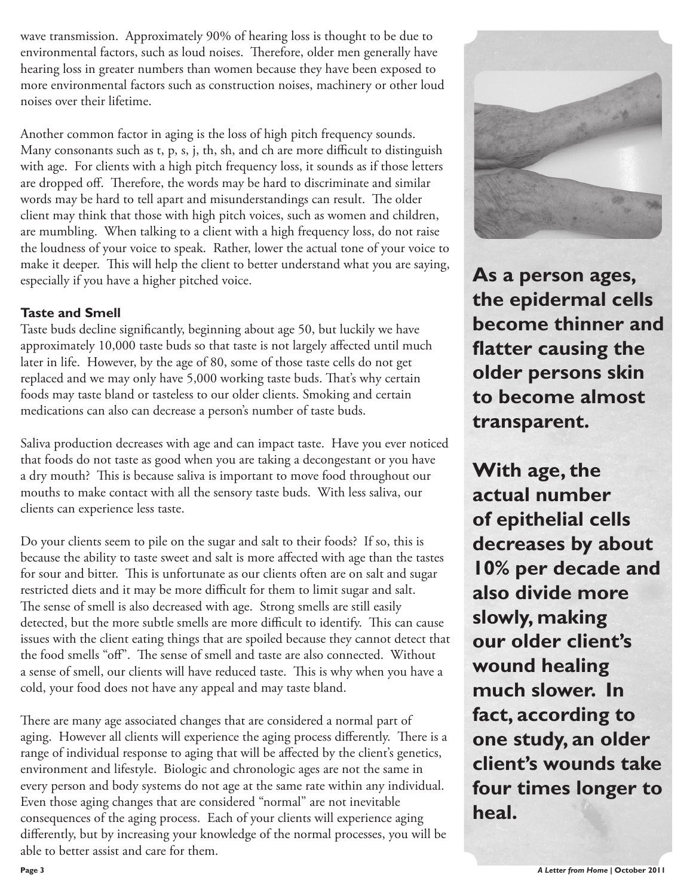wave transmission. Approximately 90% of hearing loss is thought to be due to environmental factors, such as loud noises. Therefore, older men generally have hearing loss in greater numbers than women because they have been exposed to more environmental factors such as construction noises, machinery or other loud noises over their lifetime.

Another common factor in aging is the loss of high pitch frequency sounds. Many consonants such as t, p, s, j, th, sh, and ch are more difficult to distinguish with age. For clients with a high pitch frequency loss, it sounds as if those letters are dropped off. Therefore, the words may be hard to discriminate and similar words may be hard to tell apart and misunderstandings can result. The older client may think that those with high pitch voices, such as women and children, are mumbling. When talking to a client with a high frequency loss, do not raise the loudness of your voice to speak. Rather, lower the actual tone of your voice to make it deeper. This will help the client to better understand what you are saying, especially if you have a higher pitched voice.

### Taste and Smell

Taste buds decline significantly, beginning about age 50, but luckily we have approximately 10,000 taste buds so that taste is not largely affected until much later in life. However, by the age of 80, some of those taste cells do not get replaced and we may only have 5,000 working taste buds. That's why certain foods may taste bland or tasteless to our older clients. Smoking and certain medications can also can decrease a person's number of taste buds.

Saliva production decreases with age and can impact taste. Have you ever noticed that foods do not taste as good when you are taking a decongestant or you have a dry mouth? This is because saliva is important to move food throughout our mouths to make contact with all the sensory taste buds. With less saliva, our clients can experience less taste.

Do your clients seem to pile on the sugar and salt to their foods? If so, this is because the ability to taste sweet and salt is more affected with age than the tastes for sour and bitter. This is unfortunate as our clients often are on salt and sugar restricted diets and it may be more difficult for them to limit sugar and salt. The sense of smell is also decreased with age. Strong smells are still easily detected, but the more subtle smells are more difficult to identify. This can cause issues with the client eating things that are spoiled because they cannot detect that the food smells "off". The sense of smell and taste are also connected. Without a sense of smell, our clients will have reduced taste. This is why when you have a cold, your food does not have any appeal and may taste bland.

There are many age associated changes that are considered a normal part of aging. However all clients will experience the aging process differently. There is a range of individual response to aging that will be affected by the client's genetics, environment and lifestyle. Biologic and chronologic ages are not the same in every person and body systems do not age at the same rate within any individual. Even those aging changes that are considered "normal" are not inevitable consequences of the aging process. Each of your clients will experience aging differently, but by increasing your knowledge of the normal processes, you will be able to better assist and care for them.

**As a person ages, the epidermal cells become thinner and flatter causing the older persons skin to become almost transparent.**

**With age, the actual number of epithelial cells decreases by about 10% per decade and also divide more slowly, making our older client's wound healing much slower. In fact, according to one study, an older client's wounds take four times longer to heal.**